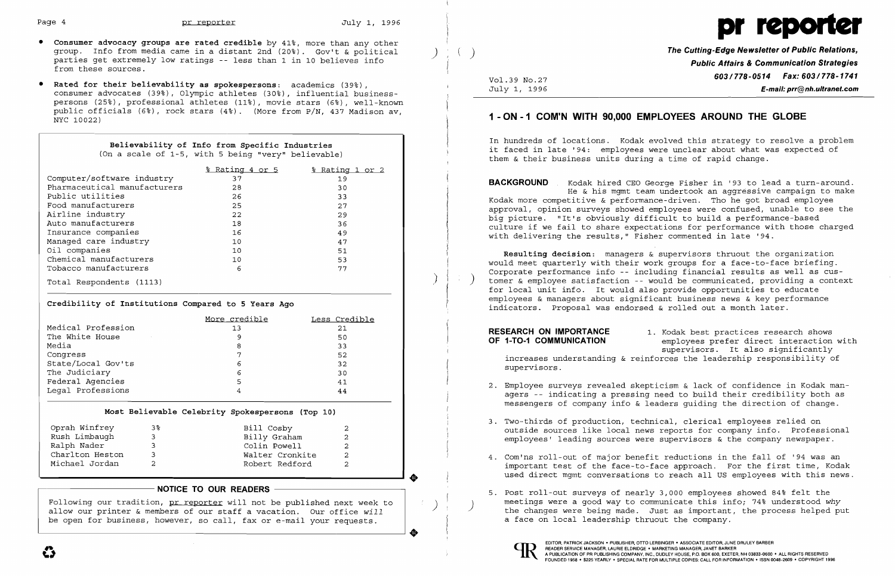- **Consumer advocacy groups are rated credible** by 41%, more than any other group. Info from media came in a distant 2nd (20%). Gov't & political parties get extremely low ratings -- less than 1 in 10 believes info from these sources.
- **Rated for their believability as spokespersons**: academics (39%), consumer advocates (39%), Olympic athletes (30%), influential businesspersons (25%), professional athletes (11%), movie stars (6%), well-known public officials (6%), rock stars (4%). (More from P/N, 437 Madison av, NYC 10022)

**Believability of Info from Specific Industries**
(On a scale of 1-5, with 5 being "very" believable)

| | % Rating 4 or 5 | % Rating 1 or 2 |
|---|---|---|
| Computer/software industry | 37 | 19 |
| Pharmaceutical manufacturers | 28 | 30 |
| Public utilities | 26 | 33 |
| Food manufacturers | 25 | 27 |
| Airline industry | 22 | 29 |
| Auto manufacturers | 18 | 36 |
| Insurance companies | 16 | 49 |
| Managed care industry | 10 | 47 |
| Oil companies | 10 | 51 |
| Chemical manufacturers | 10 | 53 |
| Tobacco manufacturers | 6 | 77 |

Total Respondents (1113)

**Credibility of Institutions Compared to 5 Years Ago**

| | More credible | Less Credible |
|---|---|---|
| Medical Profession | 13 | 21 |
| The White House | 9 | 50 |
| Media | 8 | 33 |
| Congress | 7 | 52 |
| State/Local Gov'ts | 6 | 32 |
| The Judiciary | 6 | 30 |
| Federal Agencies | 5 | 41 |
| Legal Professions | 4 | 44 |

**Most Believable Celebrity Spokespersons (Top 10)**

| | | | |
|---|---|---|---|
| Oprah Winfrey | 3% | Bill Cosby | 2 |
| Rush Limbaugh | 3 | Billy Graham | 2 |
| Ralph Nader | 3 | Colin Powell | 2 |
| Charlton Heston | 3 | Walter Cronkite | 2 |
| Michael Jordan | 2 | Robert Redford | 2 |

**NOTICE TO OUR READERS**

Following our tradition, pr reporter will not be published next week to allow our printer & members of our staff a vacation. Our office *will* be open for business, however, so call, fax or e-mail your requests.

# pr reporter

***The Cutting-Edge Newsletter of Public Relations, Public Affairs & Communication Strategies***
***603/778-0514 Fax: 603/778-1741***
***E-mail: prr@nh.ultranet.com***

Vol.39 No.27
July 1, 1996

## 1-ON-1 COM'N WITH 90,000 EMPLOYEES AROUND THE GLOBE

In hundreds of locations. Kodak evolved this strategy to resolve a problem it faced in late '94: employees were unclear about what was expected of them & their business units during a time of rapid change.

**BACKGROUND** Kodak hired CEO George Fisher in '93 to lead a turn-around. He & his mgmt team undertook an aggressive campaign to make Kodak more competitive & performance-driven. Tho he got broad employee approval, opinion surveys showed employees were confused, unable to see the big picture. "It's obviously difficult to build a performance-based culture if we fail to share expectations for performance with those charged with delivering the results," Fisher commented in late '94.

**Resulting decision**: managers & supervisors thruout the organization would meet quarterly with their work groups for a face-to-face briefing. Corporate performance info -- including financial results as well as customer & employee satisfaction -- would be communicated, providing a context for local unit info. It would also provide opportunities to educate employees & managers about significant business news & key performance indicators. Proposal was endorsed & rolled out a month later.

**RESEARCH ON IMPORTANCE OF 1-TO-1 COMMUNICATION**

1. Kodak best practices research shows employees prefer direct interaction with supervisors. It also significantly increases understanding & reinforces the leadership responsibility of supervisors.

2. Employee surveys revealed skepticism & lack of confidence in Kodak managers -- indicating a pressing need to build their credibility both as messengers of company info & leaders guiding the direction of change.

3. Two-thirds of production, technical, clerical employees relied on outside sources like local news reports for company info. Professional employees' leading sources were supervisors & the company newspaper.

4. Com'ns roll-out of major benefit reductions in the fall of '94 was an important test of the face-to-face approach. For the first time, Kodak used direct mgmt conversations to reach all US employees with this news.

5. Post roll-out surveys of nearly 3,000 employees showed 84% felt the meetings were a good way to communicate this info; 74% understood *why* the changes were being made. Just as important, the process helped put a face on local leadership thruout the company.

EDITOR, PATRICK JACKSON • PUBLISHER, OTTO LERBINGER • ASSOCIATE EDITOR, JUNE DRULEY BARBER
READER SERVICE MANAGER, LAURIE ELDRIDGE • MARKETING MANAGER, JANET BARKER
A PUBLICATION OF PR PUBLISHING COMPANY, INC., DUDLEY HOUSE, P.O. BOX 600, EXETER, NH 03833-0600 • ALL RIGHTS RESERVED
FOUNDED 1958 • $225 YEARLY • SPECIAL RATE FOR MULTIPLE COPIES: CALL FOR INFORMATION • ISSN 0048-2609 • COPYRIGHT 1996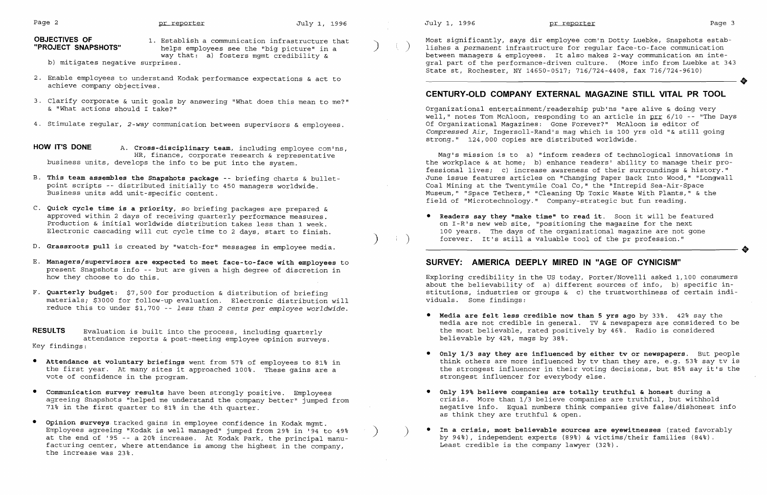**OBJECTIVES OF "PROJECT SNAPSHOTS"**

1. Establish a communication infrastructure that helps employees see the "big picture" in a way that: a) fosters mgmt credibility & b) mitigates negative surprises.
2. Enable employees to understand Kodak performance expectations & act to achieve company objectives.
3. Clarify corporate & unit goals by answering "What does this mean to me?" & "What actions should I take?"
4. Stimulate regular, *2-way* communication between supervisors & employees.

**HOW IT'S DONE**

A. **Cross-disciplinary team**, including employee com'ns, HR, finance, corporate research & representative business units, develops the info to be put into the system.

B. **This team assembles the Snapshots package** -- briefing charts & bullet-point scripts -- distributed initially to 450 managers worldwide. Business units add unit-specific content.

C. **Quick cycle time is a priority**, so briefing packages are prepared & approved within 2 days of receiving quarterly performance measures. Production & initial worldwide distribution takes less than 1 week. Electronic cascading will cut cycle time to 2 days, start to finish.

D. **Grassroots pull** is created by "watch-for" messages in employee media.

E. **Managers/supervisors are expected to meet face-to-face with employees** to present Snapshots info -- but are given a high degree of discretion in how they choose to do this.

F. **Quarterly budget**: $7,500 for production & distribution of briefing materials; $3000 for follow-up evaluation. Electronic distribution will reduce this to under $1,700 -- *less than 2 cents per employee worldwide.*

**RESULTS** Evaluation is built into the process, including quarterly attendance reports & post-meeting employee opinion surveys. Key findings:

- **Attendance at voluntary briefings** went from 57% of employees to 81% in the first year. At many sites it approached 100%. These gains are a vote of confidence in the program.
- **Communication survey results** have been strongly positive. Employees agreeing Snapshots "helped me understand the company better" jumped from 71% in the first quarter to 81% in the 4th quarter.
- **Opinion surveys** tracked gains in employee confidence in Kodak mgmt. Employees agreeing "Kodak is well managed" jumped from 29% in '94 to 49% at the end of '95 -- a 20% increase. At Kodak Park, the principal manufacturing center, where attendance is among the highest in the company, the increase was 23%.

Most significantly, says dir employee com'n Dotty Luebke, Snapshots establishes a *permanent* infrastructure for regular face-to-face communication between managers & employees. It also makes 2-way communication an integral part of the performance-driven culture. (More info from Luebke at 343 State st, Rochester, NY 14650-0517; 716/724-4408, fax 716/724-9610)

## CENTURY-OLD COMPANY EXTERNAL MAGAZINE STILL VITAL PR TOOL

Organizational entertainment/readership pub'ns "are alive & doing very well," notes Tom McAloon, responding to an article in prr 6/10 -- "The Days Of Organizational Magazines: Gone Forever?" McAloon is editor of *Compressed Air*, Ingersoll-Rand's mag which is 100 yrs old "& still going strong." 124,000 copies are distributed worldwide.

Mag's mission is to a) "inform readers of technological innovations in the workplace & at home; b) enhance readers' ability to manage their professional lives; c) increase awareness of their surroundings & history." June issue features articles on "Changing Paper Back Into Wood," "Longwall Coal Mining at the Twentymile Coal Co," the "Intrepid Sea-Air-Space Museum," "Space Tethers," "Cleaning Up Toxic Waste With Plants," & the field of "Microtechnology." Company-strategic but fun reading.

- **Readers say they "make time" to read it**. Soon it will be featured on I-R's new web site, "positioning the magazine for the next 100 years. The days of the organizational magazine are not gone forever. It's still a valuable tool of the pr profession."

## SURVEY: AMERICA DEEPLY MIRED IN "AGE OF CYNICISM"

Exploring credibility in the US today, Porter/Novelli asked 1,100 consumers about the believability of a) different sources of info, b) specific institutions, industries or groups & c) the trustworthiness of certain individuals. Some findings:

- **Media are felt less credible now than 5 yrs ago** by 33%. 42% say the media are not credible in general. TV & newspapers are considered to be the most believable, rated positively by 46%. Radio is considered believable by 42%, mags by 38%.
- **Only 1/3 say they are influenced by either tv or newspapers**. But people think others are more influenced by tv than they are, e.g. 53% say tv is the strongest influencer in their voting decisions, but 85% say it's the strongest influencer for everybody else.
- **Only 19% believe companies are totally truthful & honest** during a crisis. More than 1/3 believe companies are truthful, but withhold negative info. Equal numbers think companies give false/dishonest info as think they are truthful & open.
- **In a crisis, most believable sources are eyewitnesses** (rated favorably by 94%), independent experts (89%) & victims/their families (84%). Least credible is the company lawyer (32%).